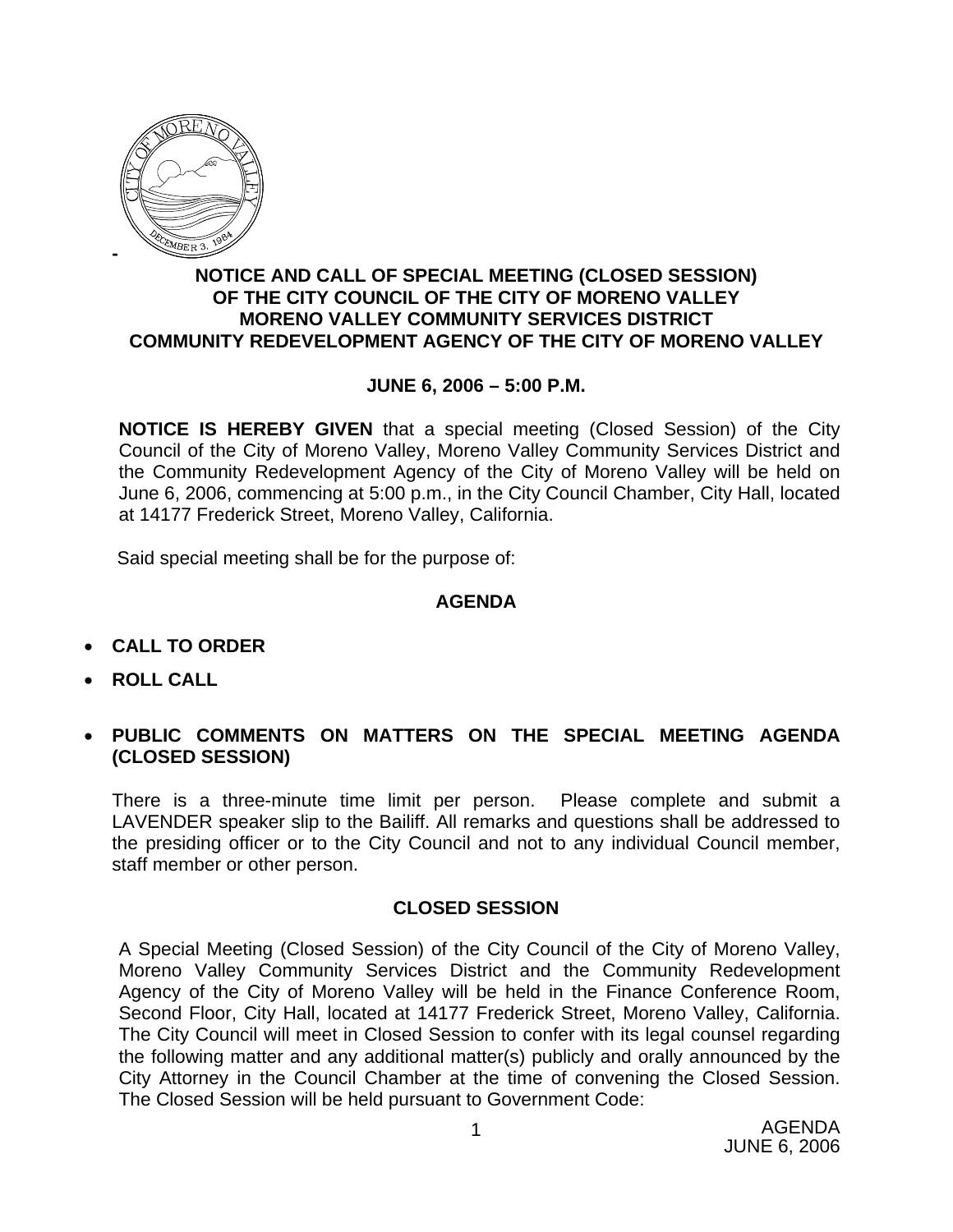**NOTICE AND CALL OF SPECIAL MEETING (CLOSED SESSION)**
**OF THE CITY COUNCIL OF THE CITY OF MORENO VALLEY**
**MORENO VALLEY COMMUNITY SERVICES DISTRICT**
**COMMUNITY REDEVELOPMENT AGENCY OF THE CITY OF MORENO VALLEY**

**JUNE 6, 2006 – 5:00 P.M.**

**NOTICE IS HEREBY GIVEN** that a special meeting (Closed Session) of the City Council of the City of Moreno Valley, Moreno Valley Community Services District and the Community Redevelopment Agency of the City of Moreno Valley will be held on June 6, 2006, commencing at 5:00 p.m., in the City Council Chamber, City Hall, located at 14177 Frederick Street, Moreno Valley, California.

Said special meeting shall be for the purpose of:

## AGENDA

- **CALL TO ORDER**
- **ROLL CALL**
- **PUBLIC COMMENTS ON MATTERS ON THE SPECIAL MEETING AGENDA (CLOSED SESSION)**

There is a three-minute time limit per person. Please complete and submit a LAVENDER speaker slip to the Bailiff. All remarks and questions shall be addressed to the presiding officer or to the City Council and not to any individual Council member, staff member or other person.

## CLOSED SESSION

A Special Meeting (Closed Session) of the City Council of the City of Moreno Valley, Moreno Valley Community Services District and the Community Redevelopment Agency of the City of Moreno Valley will be held in the Finance Conference Room, Second Floor, City Hall, located at 14177 Frederick Street, Moreno Valley, California. The City Council will meet in Closed Session to confer with its legal counsel regarding the following matter and any additional matter(s) publicly and orally announced by the City Attorney in the Council Chamber at the time of convening the Closed Session. The Closed Session will be held pursuant to Government Code: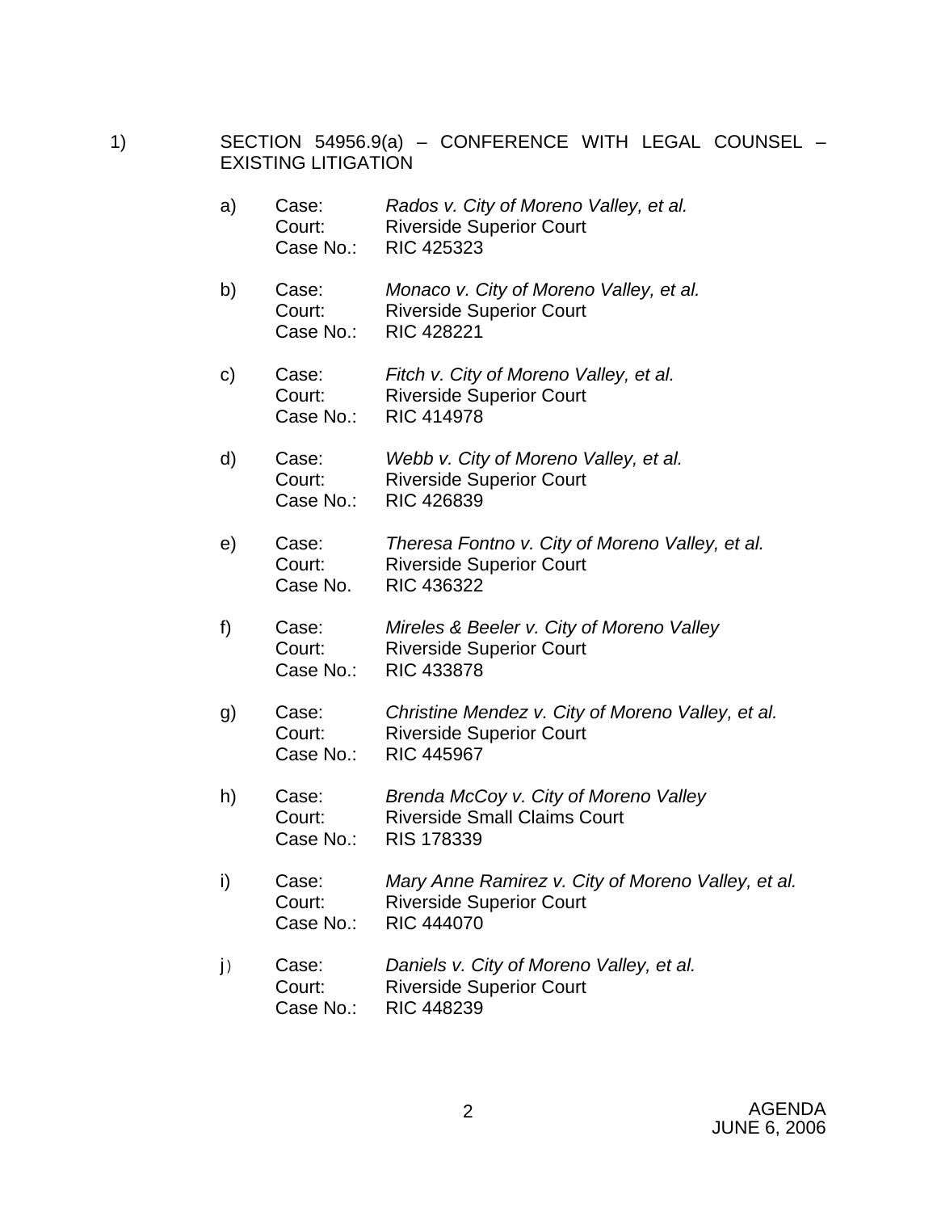1) SECTION 54956.9(a) – CONFERENCE WITH LEGAL COUNSEL – EXISTING LITIGATION

a) Case: *Rados v. City of Moreno Valley, et al.*
   Court: Riverside Superior Court
   Case No.: RIC 425323

b) Case: *Monaco v. City of Moreno Valley, et al.*
   Court: Riverside Superior Court
   Case No.: RIC 428221

c) Case: *Fitch v. City of Moreno Valley, et al.*
   Court: Riverside Superior Court
   Case No.: RIC 414978

d) Case: *Webb v. City of Moreno Valley, et al.*
   Court: Riverside Superior Court
   Case No.: RIC 426839

e) Case: *Theresa Fontno v. City of Moreno Valley, et al.*
   Court: Riverside Superior Court
   Case No. RIC 436322

f) Case: *Mireles & Beeler v. City of Moreno Valley*
   Court: Riverside Superior Court
   Case No.: RIC 433878

g) Case: *Christine Mendez v. City of Moreno Valley, et al.*
   Court: Riverside Superior Court
   Case No.: RIC 445967

h) Case: *Brenda McCoy v. City of Moreno Valley*
   Court: Riverside Small Claims Court
   Case No.: RIS 178339

i) Case: *Mary Anne Ramirez v. City of Moreno Valley, et al.*
   Court: Riverside Superior Court
   Case No.: RIC 444070

j) Case: *Daniels v. City of Moreno Valley, et al.*
   Court: Riverside Superior Court
   Case No.: RIC 448239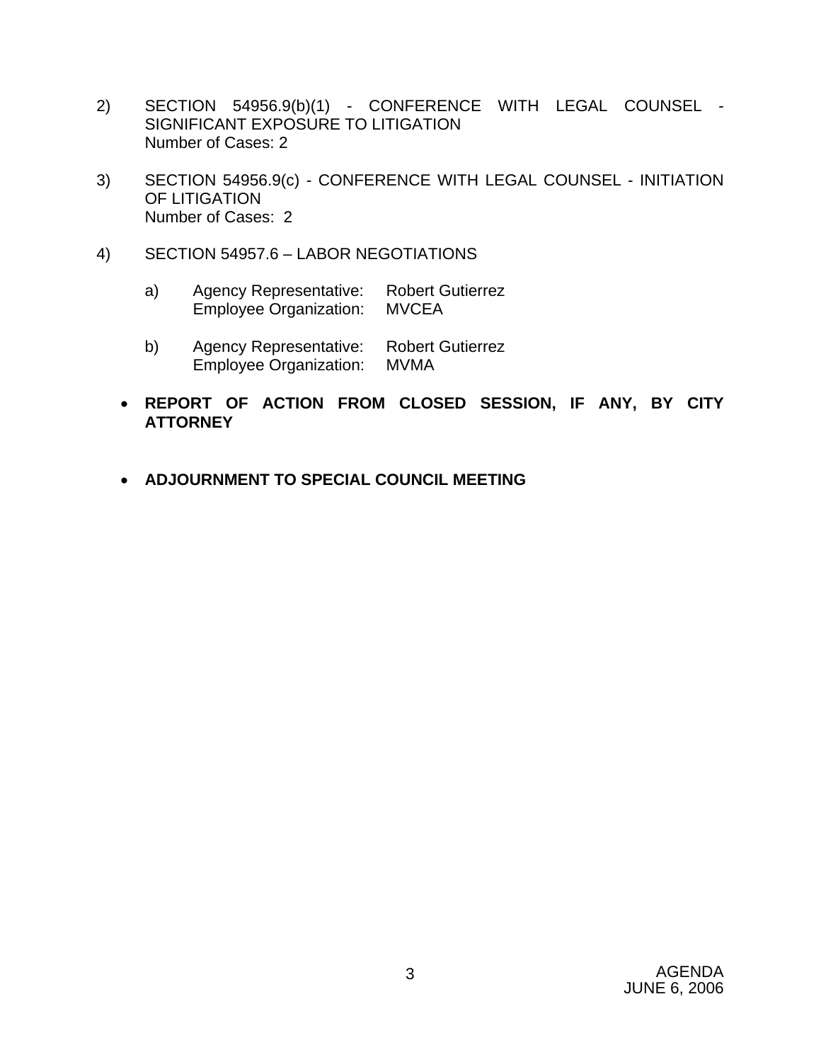2) SECTION 54956.9(b)(1) - CONFERENCE WITH LEGAL COUNSEL - SIGNIFICANT EXPOSURE TO LITIGATION
   Number of Cases: 2

3) SECTION 54956.9(c) - CONFERENCE WITH LEGAL COUNSEL - INITIATION OF LITIGATION
   Number of Cases: 2

4) SECTION 54957.6 – LABOR NEGOTIATIONS

   a) Agency Representative: Robert Gutierrez
      Employee Organization: MVCEA

   b) Agency Representative: Robert Gutierrez
      Employee Organization: MVMA

- **REPORT OF ACTION FROM CLOSED SESSION, IF ANY, BY CITY ATTORNEY**

- **ADJOURNMENT TO SPECIAL COUNCIL MEETING**